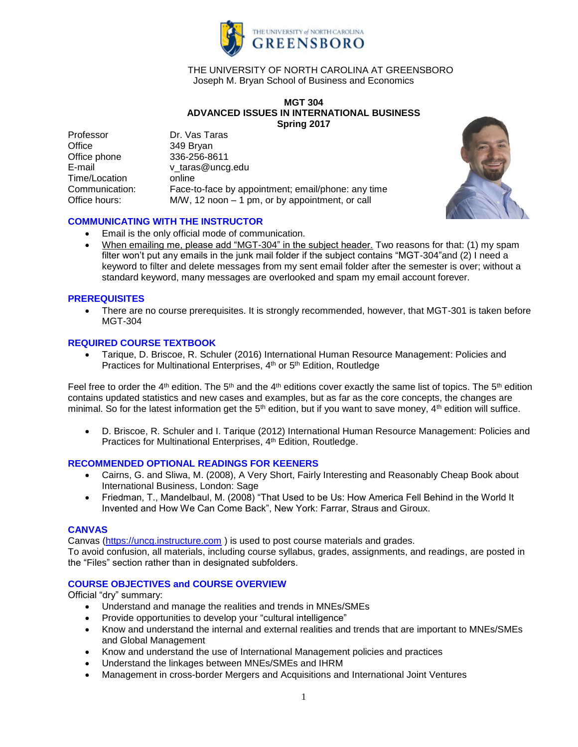THE UNIVERSITY OF NORTH CAROLINA AT GREENSBORO
Joseph M. Bryan School of Business and Economics

# MGT 304
# ADVANCED ISSUES IN INTERNATIONAL BUSINESS
## Spring 2017

| | |
|---|---|
| Professor | Dr. Vas Taras |
| Office | 349 Bryan |
| Office phone | 336-256-8611 |
| E-mail | v_taras@uncg.edu |
| Time/Location | online |
| Communication: | Face-to-face by appointment; email/phone: any time |
| Office hours: | M/W, 12 noon – 1 pm, or by appointment, or call |

### COMMUNICATING WITH THE INSTRUCTOR

- Email is the only official mode of communication.
- When emailing me, please add "MGT-304" in the subject header. Two reasons for that: (1) my spam filter won't put any emails in the junk mail folder if the subject contains "MGT-304"and (2) I need a keyword to filter and delete messages from my sent email folder after the semester is over; without a standard keyword, many messages are overlooked and spam my email account forever.

### PREREQUISITES

- There are no course prerequisites. It is strongly recommended, however, that MGT-301 is taken before MGT-304

### REQUIRED COURSE TEXTBOOK

- Tarique, D. Briscoe, R. Schuler (2016) International Human Resource Management: Policies and Practices for Multinational Enterprises, 4th or 5th Edition, Routledge

Feel free to order the 4th edition. The 5th and the 4th editions cover exactly the same list of topics. The 5th edition contains updated statistics and new cases and examples, but as far as the core concepts, the changes are minimal. So for the latest information get the 5th edition, but if you want to save money, 4th edition will suffice.

- D. Briscoe, R. Schuler and I. Tarique (2012) International Human Resource Management: Policies and Practices for Multinational Enterprises, 4th Edition, Routledge.

### RECOMMENDED OPTIONAL READINGS FOR KEENERS

- Cairns, G. and Sliwa, M. (2008), A Very Short, Fairly Interesting and Reasonably Cheap Book about International Business, London: Sage
- Friedman, T., Mandelbaul, M. (2008) "That Used to be Us: How America Fell Behind in the World It Invented and How We Can Come Back", New York: Farrar, Straus and Giroux.

### CANVAS

Canvas (https://uncg.instructure.com ) is used to post course materials and grades.
To avoid confusion, all materials, including course syllabus, grades, assignments, and readings, are posted in the "Files" section rather than in designated subfolders.

### COURSE OBJECTIVES and COURSE OVERVIEW

Official "dry" summary:

- Understand and manage the realities and trends in MNEs/SMEs
- Provide opportunities to develop your "cultural intelligence"
- Know and understand the internal and external realities and trends that are important to MNEs/SMEs and Global Management
- Know and understand the use of International Management policies and practices
- Understand the linkages between MNEs/SMEs and IHRM
- Management in cross-border Mergers and Acquisitions and International Joint Ventures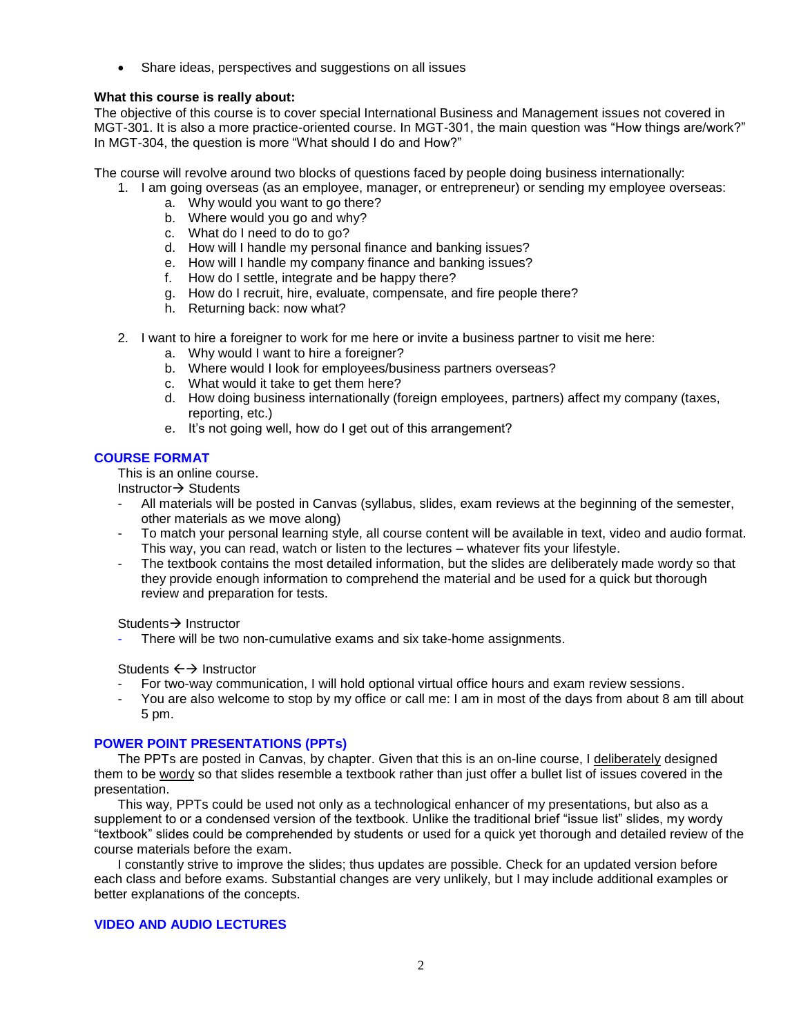- Share ideas, perspectives and suggestions on all issues

**What this course is really about:**
The objective of this course is to cover special International Business and Management issues not covered in MGT-301. It is also a more practice-oriented course. In MGT-301, the main question was "How things are/work?" In MGT-304, the question is more "What should I do and How?"

The course will revolve around two blocks of questions faced by people doing business internationally:

1. I am going overseas (as an employee, manager, or entrepreneur) or sending my employee overseas:
   a. Why would you want to go there?
   b. Where would you go and why?
   c. What do I need to do to go?
   d. How will I handle my personal finance and banking issues?
   e. How will I handle my company finance and banking issues?
   f. How do I settle, integrate and be happy there?
   g. How do I recruit, hire, evaluate, compensate, and fire people there?
   h. Returning back: now what?

2. I want to hire a foreigner to work for me here or invite a business partner to visit me here:
   a. Why would I want to hire a foreigner?
   b. Where would I look for employees/business partners overseas?
   c. What would it take to get them here?
   d. How doing business internationally (foreign employees, partners) affect my company (taxes, reporting, etc.)
   e. It's not going well, how do I get out of this arrangement?

## COURSE FORMAT

This is an online course.

Instructor→ Students

- All materials will be posted in Canvas (syllabus, slides, exam reviews at the beginning of the semester, other materials as we move along)
- To match your personal learning style, all course content will be available in text, video and audio format. This way, you can read, watch or listen to the lectures – whatever fits your lifestyle.
- The textbook contains the most detailed information, but the slides are deliberately made wordy so that they provide enough information to comprehend the material and be used for a quick but thorough review and preparation for tests.

Students→ Instructor

- There will be two non-cumulative exams and six take-home assignments.

Students ←→ Instructor

- For two-way communication, I will hold optional virtual office hours and exam review sessions.
- You are also welcome to stop by my office or call me: I am in most of the days from about 8 am till about 5 pm.

## POWER POINT PRESENTATIONS (PPTs)

The PPTs are posted in Canvas, by chapter. Given that this is an on-line course, I deliberately designed them to be wordy so that slides resemble a textbook rather than just offer a bullet list of issues covered in the presentation.

This way, PPTs could be used not only as a technological enhancer of my presentations, but also as a supplement to or a condensed version of the textbook. Unlike the traditional brief "issue list" slides, my wordy "textbook" slides could be comprehended by students or used for a quick yet thorough and detailed review of the course materials before the exam.

I constantly strive to improve the slides; thus updates are possible. Check for an updated version before each class and before exams. Substantial changes are very unlikely, but I may include additional examples or better explanations of the concepts.

## VIDEO AND AUDIO LECTURES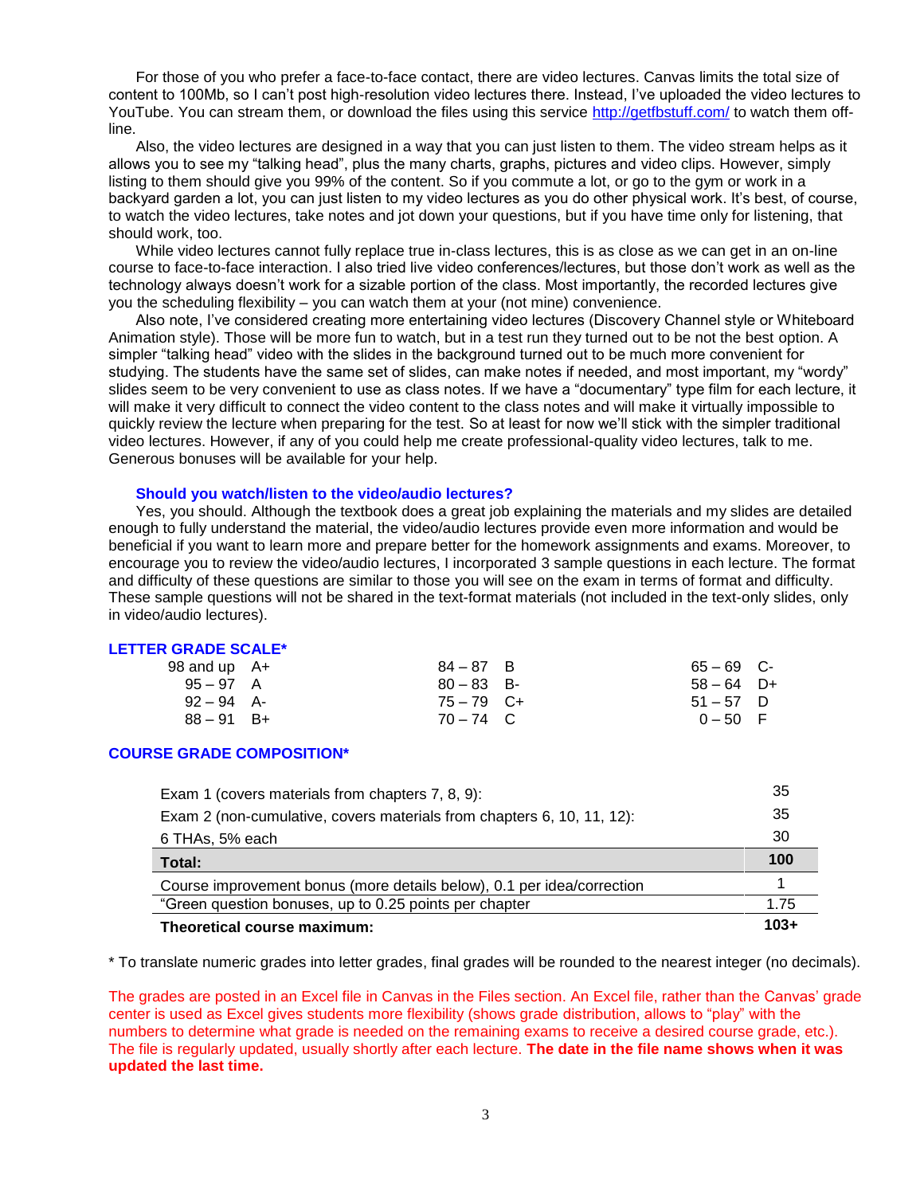For those of you who prefer a face-to-face contact, there are video lectures. Canvas limits the total size of content to 100Mb, so I can't post high-resolution video lectures there. Instead, I've uploaded the video lectures to YouTube. You can stream them, or download the files using this service http://getfbstuff.com/ to watch them off-line.

Also, the video lectures are designed in a way that you can just listen to them. The video stream helps as it allows you to see my "talking head", plus the many charts, graphs, pictures and video clips. However, simply listing to them should give you 99% of the content. So if you commute a lot, or go to the gym or work in a backyard garden a lot, you can just listen to my video lectures as you do other physical work. It's best, of course, to watch the video lectures, take notes and jot down your questions, but if you have time only for listening, that should work, too.

While video lectures cannot fully replace true in-class lectures, this is as close as we can get in an on-line course to face-to-face interaction. I also tried live video conferences/lectures, but those don't work as well as the technology always doesn't work for a sizable portion of the class. Most importantly, the recorded lectures give you the scheduling flexibility – you can watch them at your (not mine) convenience.

Also note, I've considered creating more entertaining video lectures (Discovery Channel style or Whiteboard Animation style). Those will be more fun to watch, but in a test run they turned out to be not the best option. A simpler "talking head" video with the slides in the background turned out to be much more convenient for studying. The students have the same set of slides, can make notes if needed, and most important, my "wordy" slides seem to be very convenient to use as class notes. If we have a "documentary" type film for each lecture, it will make it very difficult to connect the video content to the class notes and will make it virtually impossible to quickly review the lecture when preparing for the test. So at least for now we'll stick with the simpler traditional video lectures. However, if any of you could help me create professional-quality video lectures, talk to me. Generous bonuses will be available for your help.

### Should you watch/listen to the video/audio lectures?

Yes, you should. Although the textbook does a great job explaining the materials and my slides are detailed enough to fully understand the material, the video/audio lectures provide even more information and would be beneficial if you want to learn more and prepare better for the homework assignments and exams. Moreover, to encourage you to review the video/audio lectures, I incorporated 3 sample questions in each lecture. The format and difficulty of these questions are similar to those you will see on the exam in terms of format and difficulty. These sample questions will not be shared in the text-format materials (not included in the text-only slides, only in video/audio lectures).

## LETTER GRADE SCALE*

| Score | Grade | Score | Grade | Score | Grade |
|---|---|---|---|---|---|
| 98 and up | A+ | 84 – 87 | B | 65 – 69 | C- |
| 95 – 97 | A | 80 – 83 | B- | 58 – 64 | D+ |
| 92 – 94 | A- | 75 – 79 | C+ | 51 – 57 | D |
| 88 – 91 | B+ | 70 – 74 | C | 0 – 50 | F |

## COURSE GRADE COMPOSITION*

| Component | Points |
|---|---|
| Exam 1 (covers materials from chapters 7, 8, 9): | 35 |
| Exam 2 (non-cumulative, covers materials from chapters 6, 10, 11, 12): | 35 |
| 6 THAs, 5% each | 30 |
| **Total:** | **100** |
| Course improvement bonus (more details below), 0.1 per idea/correction | 1 |
| "Green question bonuses, up to 0.25 points per chapter | 1.75 |
| **Theoretical course maximum:** | **103+** |

* To translate numeric grades into letter grades, final grades will be rounded to the nearest integer (no decimals).

The grades are posted in an Excel file in Canvas in the Files section. An Excel file, rather than the Canvas' grade center is used as Excel gives students more flexibility (shows grade distribution, allows to "play" with the numbers to determine what grade is needed on the remaining exams to receive a desired course grade, etc.). The file is regularly updated, usually shortly after each lecture. **The date in the file name shows when it was updated the last time.**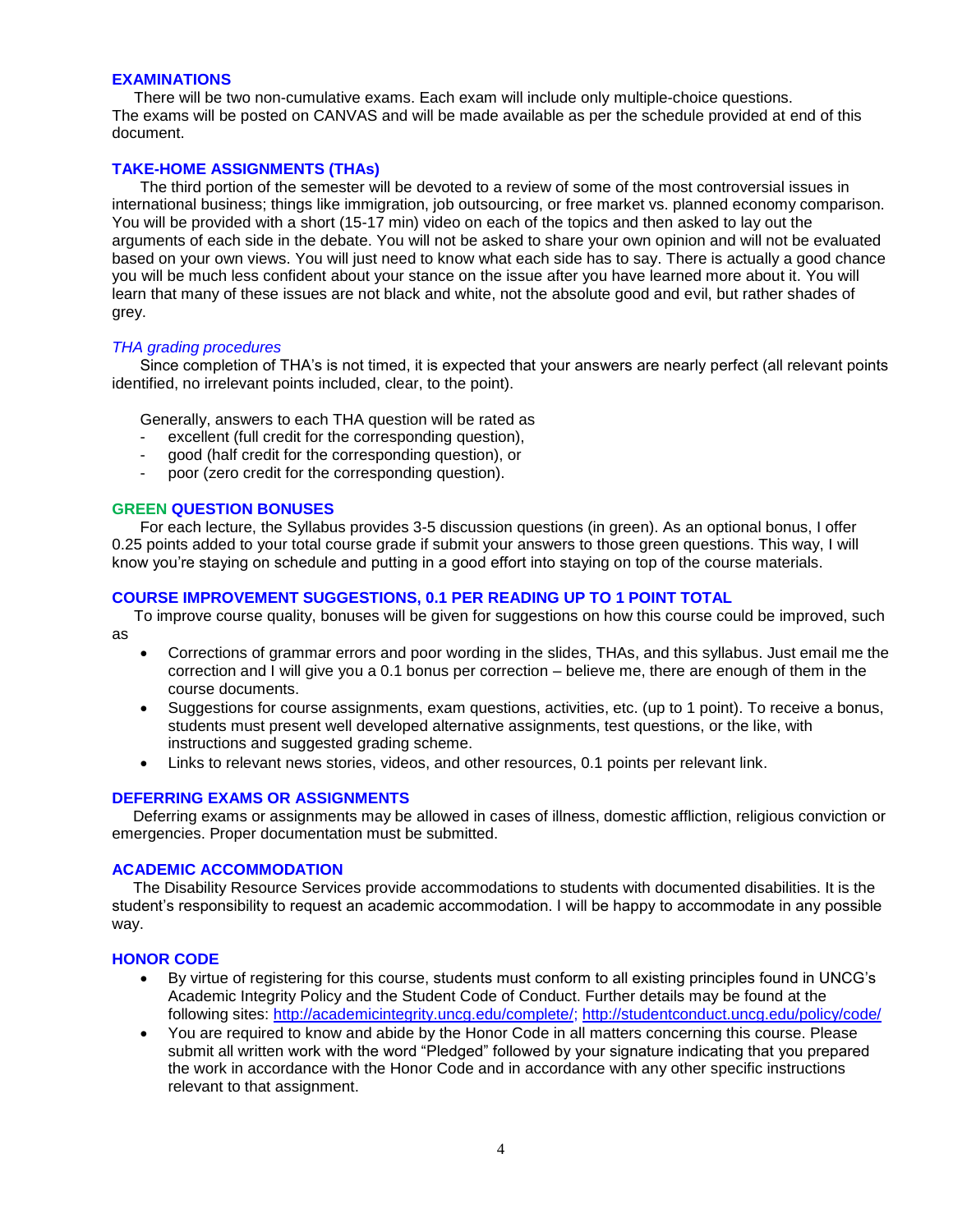## EXAMINATIONS

There will be two non-cumulative exams. Each exam will include only multiple-choice questions. The exams will be posted on CANVAS and will be made available as per the schedule provided at end of this document.

## TAKE-HOME ASSIGNMENTS (THAs)

The third portion of the semester will be devoted to a review of some of the most controversial issues in international business; things like immigration, job outsourcing, or free market vs. planned economy comparison. You will be provided with a short (15-17 min) video on each of the topics and then asked to lay out the arguments of each side in the debate. You will not be asked to share your own opinion and will not be evaluated based on your own views. You will just need to know what each side has to say. There is actually a good chance you will be much less confident about your stance on the issue after you have learned more about it. You will learn that many of these issues are not black and white, not the absolute good and evil, but rather shades of grey.

### *THA grading procedures*

Since completion of THA's is not timed, it is expected that your answers are nearly perfect (all relevant points identified, no irrelevant points included, clear, to the point).

Generally, answers to each THA question will be rated as

- excellent (full credit for the corresponding question),
- good (half credit for the corresponding question), or
- poor (zero credit for the corresponding question).

## GREEN QUESTION BONUSES

For each lecture, the Syllabus provides 3-5 discussion questions (in green). As an optional bonus, I offer 0.25 points added to your total course grade if submit your answers to those green questions. This way, I will know you're staying on schedule and putting in a good effort into staying on top of the course materials.

## COURSE IMPROVEMENT SUGGESTIONS, 0.1 PER READING UP TO 1 POINT TOTAL

To improve course quality, bonuses will be given for suggestions on how this course could be improved, such as

- Corrections of grammar errors and poor wording in the slides, THAs, and this syllabus. Just email me the correction and I will give you a 0.1 bonus per correction – believe me, there are enough of them in the course documents.
- Suggestions for course assignments, exam questions, activities, etc. (up to 1 point). To receive a bonus, students must present well developed alternative assignments, test questions, or the like, with instructions and suggested grading scheme.
- Links to relevant news stories, videos, and other resources, 0.1 points per relevant link.

## DEFERRING EXAMS OR ASSIGNMENTS

Deferring exams or assignments may be allowed in cases of illness, domestic affliction, religious conviction or emergencies. Proper documentation must be submitted.

## ACADEMIC ACCOMMODATION

The Disability Resource Services provide accommodations to students with documented disabilities. It is the student's responsibility to request an academic accommodation. I will be happy to accommodate in any possible way.

## HONOR CODE

- By virtue of registering for this course, students must conform to all existing principles found in UNCG's Academic Integrity Policy and the Student Code of Conduct. Further details may be found at the following sites: http://academicintegrity.uncg.edu/complete/; http://studentconduct.uncg.edu/policy/code/
- You are required to know and abide by the Honor Code in all matters concerning this course. Please submit all written work with the word "Pledged" followed by your signature indicating that you prepared the work in accordance with the Honor Code and in accordance with any other specific instructions relevant to that assignment.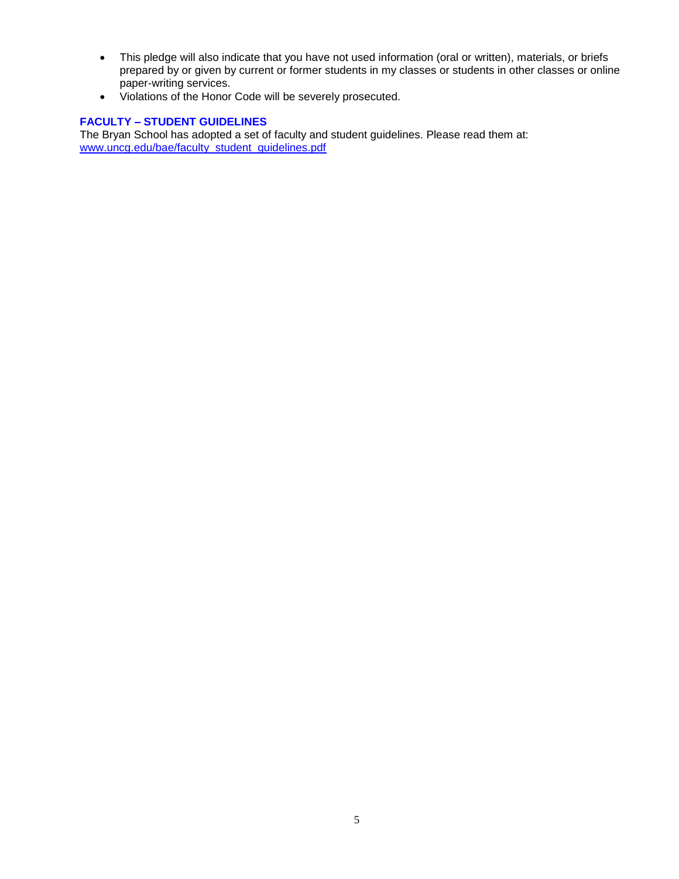- This pledge will also indicate that you have not used information (oral or written), materials, or briefs prepared by or given by current or former students in my classes or students in other classes or online paper-writing services.
- Violations of the Honor Code will be severely prosecuted.

## FACULTY – STUDENT GUIDELINES

The Bryan School has adopted a set of faculty and student guidelines. Please read them at: www.uncg.edu/bae/faculty_student_guidelines.pdf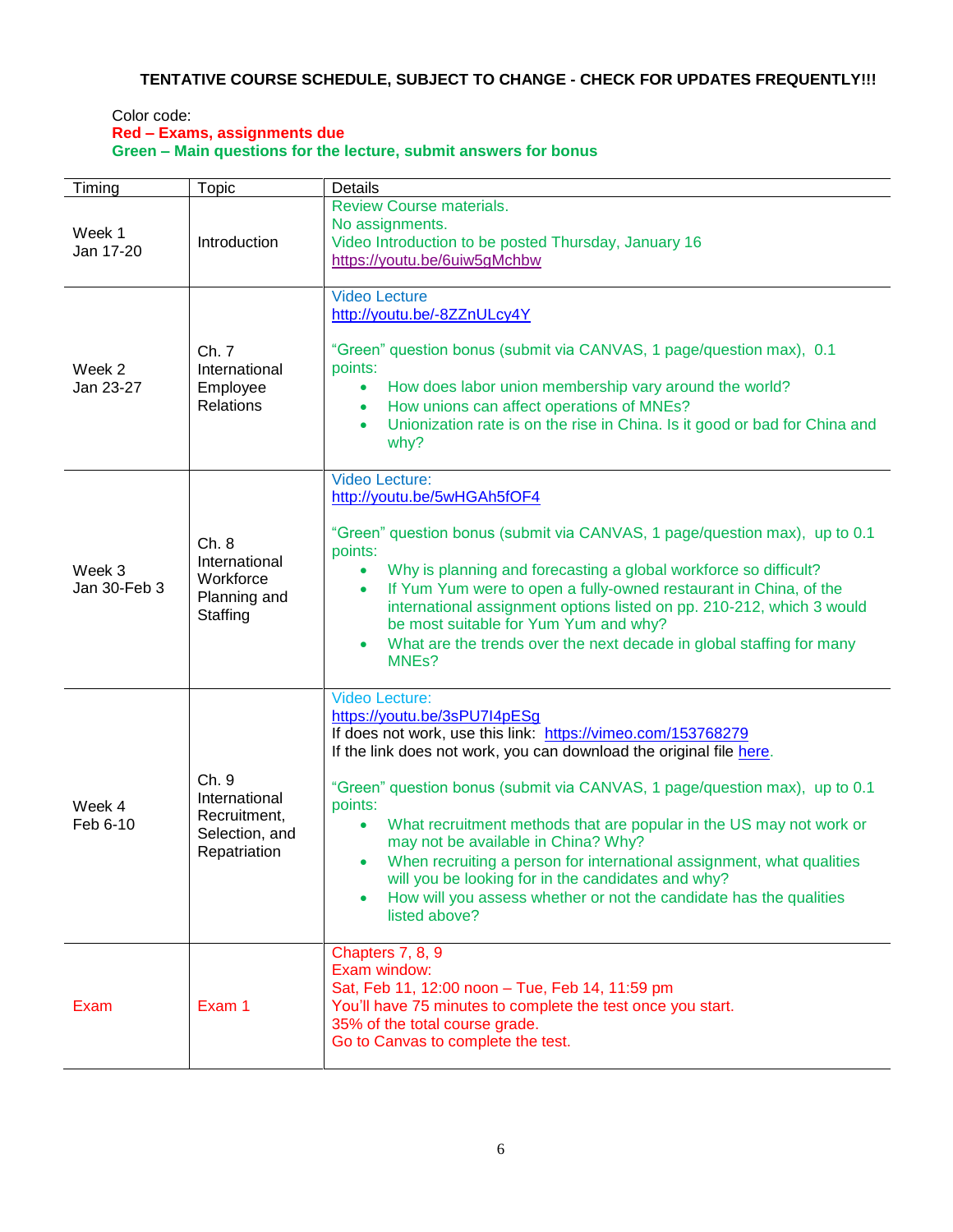**TENTATIVE COURSE SCHEDULE, SUBJECT TO CHANGE - CHECK FOR UPDATES FREQUENTLY!!!**

Color code:
**Red – Exams, assignments due**
**Green – Main questions for the lecture, submit answers for bonus**

| Timing | Topic | Details |
|---|---|---|
| Week 1<br>Jan 17-20 | Introduction | Review Course materials.<br>No assignments.<br>Video Introduction to be posted Thursday, January 16<br>https://youtu.be/6uiw5gMchbw |
| Week 2<br>Jan 23-27 | Ch. 7<br>International Employee Relations | Video Lecture<br>http://youtu.be/-8ZZnULcy4Y<br><br>"Green" question bonus (submit via CANVAS, 1 page/question max), 0.1 points:<br>• How does labor union membership vary around the world?<br>• How unions can affect operations of MNEs?<br>• Unionization rate is on the rise in China. Is it good or bad for China and why? |
| Week 3<br>Jan 30-Feb 3 | Ch. 8<br>International Workforce Planning and Staffing | Video Lecture:<br>http://youtu.be/5wHGAh5fOF4<br><br>"Green" question bonus (submit via CANVAS, 1 page/question max), up to 0.1 points:<br>• Why is planning and forecasting a global workforce so difficult?<br>• If Yum Yum were to open a fully-owned restaurant in China, of the international assignment options listed on pp. 210-212, which 3 would be most suitable for Yum Yum and why?<br>• What are the trends over the next decade in global staffing for many MNEs? |
| Week 4<br>Feb 6-10 | Ch. 9<br>International Recruitment, Selection, and Repatriation | Video Lecture:<br>https://youtu.be/3sPU7I4pESg<br>If does not work, use this link: https://vimeo.com/153768279<br>If the link does not work, you can download the original file here.<br><br>"Green" question bonus (submit via CANVAS, 1 page/question max), up to 0.1 points:<br>• What recruitment methods that are popular in the US may not work or may not be available in China? Why?<br>• When recruiting a person for international assignment, what qualities will you be looking for in the candidates and why?<br>• How will you assess whether or not the candidate has the qualities listed above? |
| Exam | Exam 1 | Chapters 7, 8, 9<br>Exam window:<br>Sat, Feb 11, 12:00 noon – Tue, Feb 14, 11:59 pm<br>You'll have 75 minutes to complete the test once you start.<br>35% of the total course grade.<br>Go to Canvas to complete the test. |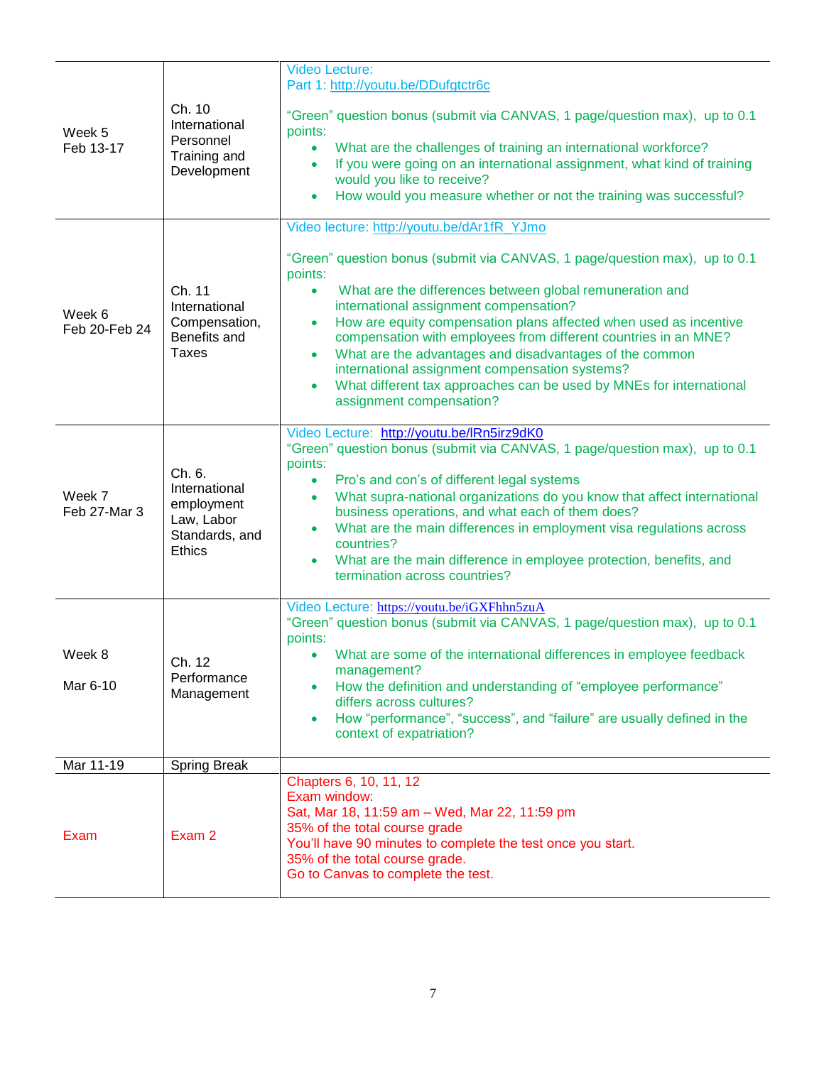| | | |
|---|---|---|
| Week 5<br>Feb 13-17 | Ch. 10 International Personnel Training and Development | Video Lecture:<br>Part 1: http://youtu.be/DDufgtctr6c<br><br>"Green" question bonus (submit via CANVAS, 1 page/question max), up to 0.1 points:<br>• What are the challenges of training an international workforce?<br>• If you were going on an international assignment, what kind of training would you like to receive?<br>• How would you measure whether or not the training was successful? |
| Week 6<br>Feb 20-Feb 24 | Ch. 11 International Compensation, Benefits and Taxes | Video lecture: http://youtu.be/dAr1fR_YJmo<br><br>"Green" question bonus (submit via CANVAS, 1 page/question max), up to 0.1 points:<br>• What are the differences between global remuneration and international assignment compensation?<br>• How are equity compensation plans affected when used as incentive compensation with employees from different countries in an MNE?<br>• What are the advantages and disadvantages of the common international assignment compensation systems?<br>• What different tax approaches can be used by MNEs for international assignment compensation? |
| Week 7<br>Feb 27-Mar 3 | Ch. 6. International employment Law, Labor Standards, and Ethics | Video Lecture: http://youtu.be/lRn5irz9dK0<br>"Green" question bonus (submit via CANVAS, 1 page/question max), up to 0.1 points:<br>• Pro's and con's of different legal systems<br>• What supra-national organizations do you know that affect international business operations, and what each of them does?<br>• What are the main differences in employment visa regulations across countries?<br>• What are the main difference in employee protection, benefits, and termination across countries? |
| Week 8<br><br>Mar 6-10 | Ch. 12 Performance Management | Video Lecture: https://youtu.be/iGXFhhn5zuA<br>"Green" question bonus (submit via CANVAS, 1 page/question max), up to 0.1 points:<br>• What are some of the international differences in employee feedback management?<br>• How the definition and understanding of "employee performance" differs across cultures?<br>• How "performance", "success", and "failure" are usually defined in the context of expatriation? |
| Mar 11-19 | Spring Break | |
| Exam | Exam 2 | Chapters 6, 10, 11, 12<br>Exam window:<br>Sat, Mar 18, 11:59 am – Wed, Mar 22, 11:59 pm<br>35% of the total course grade<br>You'll have 90 minutes to complete the test once you start.<br>35% of the total course grade.<br>Go to Canvas to complete the test. |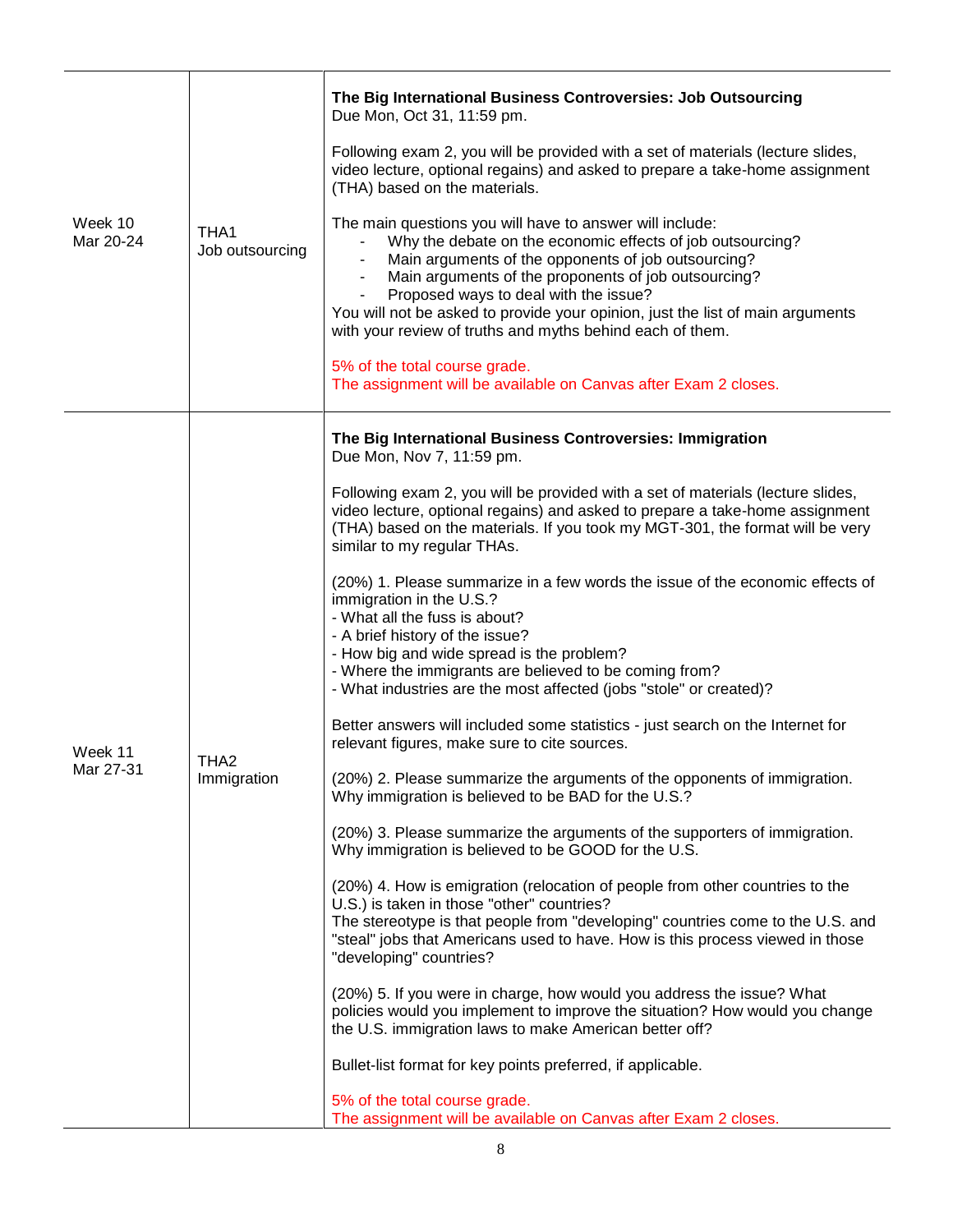| Week | Topic | Details |
|---|---|---|
| Week 10<br>Mar 20-24 | THA1<br>Job outsourcing | **The Big International Business Controversies: Job Outsourcing**<br>Due Mon, Oct 31, 11:59 pm.<br><br>Following exam 2, you will be provided with a set of materials (lecture slides, video lecture, optional regains) and asked to prepare a take-home assignment (THA) based on the materials.<br><br>The main questions you will have to answer will include:<br>- Why the debate on the economic effects of job outsourcing?<br>- Main arguments of the opponents of job outsourcing?<br>- Main arguments of the proponents of job outsourcing?<br>- Proposed ways to deal with the issue?<br>You will not be asked to provide your opinion, just the list of main arguments with your review of truths and myths behind each of them.<br><br>5% of the total course grade.<br>The assignment will be available on Canvas after Exam 2 closes. |
| Week 11<br>Mar 27-31 | THA2<br>Immigration | **The Big International Business Controversies: Immigration**<br>Due Mon, Nov 7, 11:59 pm.<br><br>Following exam 2, you will be provided with a set of materials (lecture slides, video lecture, optional regains) and asked to prepare a take-home assignment (THA) based on the materials. If you took my MGT-301, the format will be very similar to my regular THAs.<br><br>(20%) 1. Please summarize in a few words the issue of the economic effects of immigration in the U.S.?<br>- What all the fuss is about?<br>- A brief history of the issue?<br>- How big and wide spread is the problem?<br>- Where the immigrants are believed to be coming from?<br>- What industries are the most affected (jobs "stole" or created)?<br><br>Better answers will included some statistics - just search on the Internet for relevant figures, make sure to cite sources.<br><br>(20%) 2. Please summarize the arguments of the opponents of immigration. Why immigration is believed to be BAD for the U.S.?<br><br>(20%) 3. Please summarize the arguments of the supporters of immigration. Why immigration is believed to be GOOD for the U.S.<br><br>(20%) 4. How is emigration (relocation of people from other countries to the U.S.) is taken in those "other" countries?<br>The stereotype is that people from "developing" countries come to the U.S. and "steal" jobs that Americans used to have. How is this process viewed in those "developing" countries?<br><br>(20%) 5. If you were in charge, how would you address the issue? What policies would you implement to improve the situation? How would you change the U.S. immigration laws to make American better off?<br><br>Bullet-list format for key points preferred, if applicable.<br><br>5% of the total course grade.<br>The assignment will be available on Canvas after Exam 2 closes. |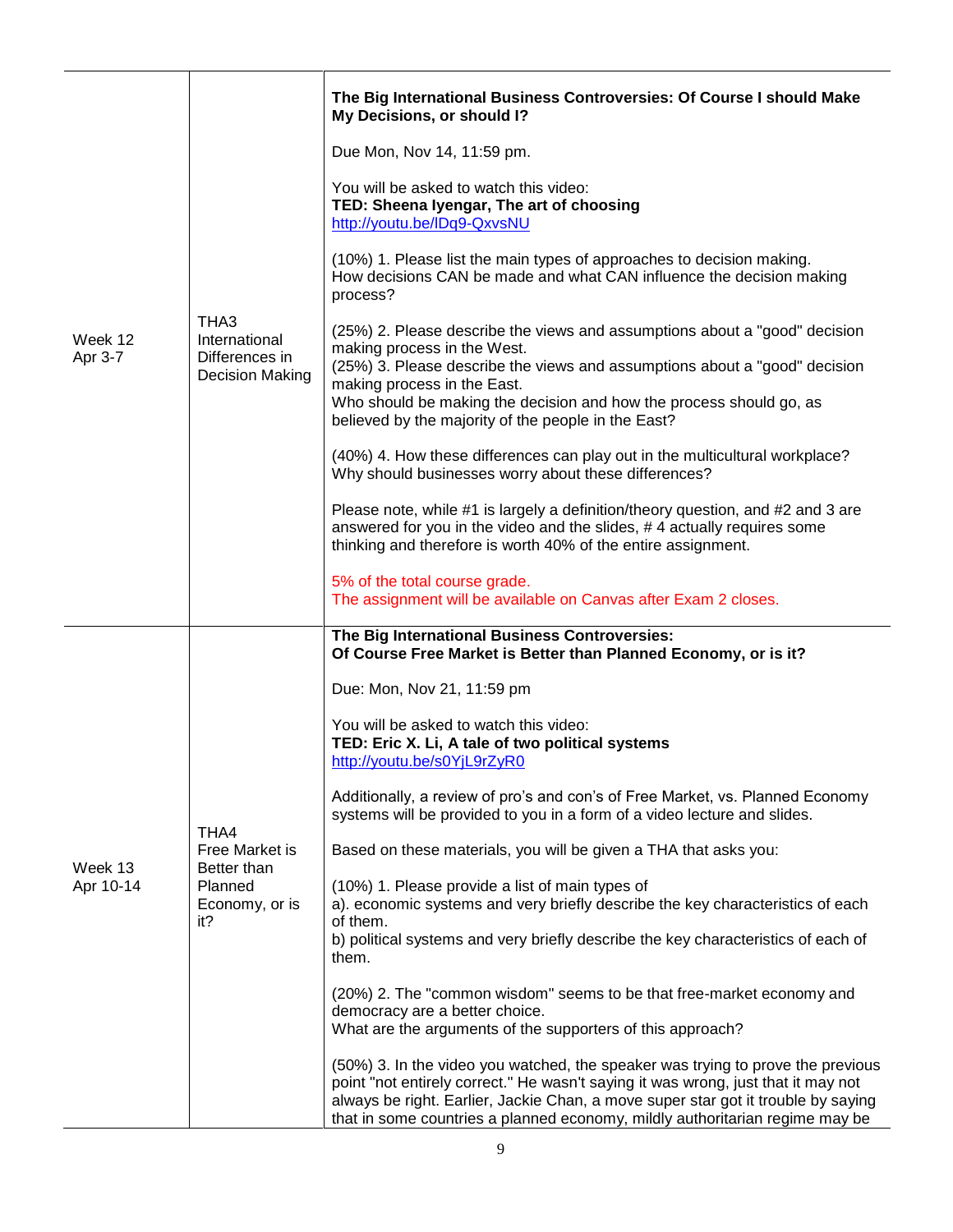| | | |
|---|---|---|
| Week 12<br>Apr 3-7 | THA3<br>International Differences in Decision Making | **The Big International Business Controversies: Of Course I should Make My Decisions, or should I?**<br><br>Due Mon, Nov 14, 11:59 pm.<br><br>You will be asked to watch this video:<br>**TED: Sheena Iyengar, The art of choosing**<br>http://youtu.be/lDq9-QxvsNU<br><br>(10%) 1. Please list the main types of approaches to decision making.<br>How decisions CAN be made and what CAN influence the decision making process?<br><br>(25%) 2. Please describe the views and assumptions about a "good" decision making process in the West.<br>(25%) 3. Please describe the views and assumptions about a "good" decision making process in the East.<br>Who should be making the decision and how the process should go, as believed by the majority of the people in the East?<br><br>(40%) 4. How these differences can play out in the multicultural workplace?<br>Why should businesses worry about these differences?<br><br>Please note, while #1 is largely a definition/theory question, and #2 and 3 are answered for you in the video and the slides, # 4 actually requires some thinking and therefore is worth 40% of the entire assignment.<br><br>5% of the total course grade.<br>The assignment will be available on Canvas after Exam 2 closes. |
| Week 13<br>Apr 10-14 | THA4<br>Free Market is Better than Planned Economy, or is it? | **The Big International Business Controversies:**<br>**Of Course Free Market is Better than Planned Economy, or is it?**<br><br>Due: Mon, Nov 21, 11:59 pm<br><br>You will be asked to watch this video:<br>**TED: Eric X. Li, A tale of two political systems**<br>http://youtu.be/s0YjL9rZyR0<br><br>Additionally, a review of pro's and con's of Free Market, vs. Planned Economy systems will be provided to you in a form of a video lecture and slides.<br><br>Based on these materials, you will be given a THA that asks you:<br><br>(10%) 1. Please provide a list of main types of<br>a). economic systems and very briefly describe the key characteristics of each of them.<br>b) political systems and very briefly describe the key characteristics of each of them.<br><br>(20%) 2. The "common wisdom" seems to be that free-market economy and democracy are a better choice.<br>What are the arguments of the supporters of this approach?<br><br>(50%) 3. In the video you watched, the speaker was trying to prove the previous point "not entirely correct." He wasn't saying it was wrong, just that it may not always be right. Earlier, Jackie Chan, a move super star got it trouble by saying that in some countries a planned economy, mildly authoritarian regime may be |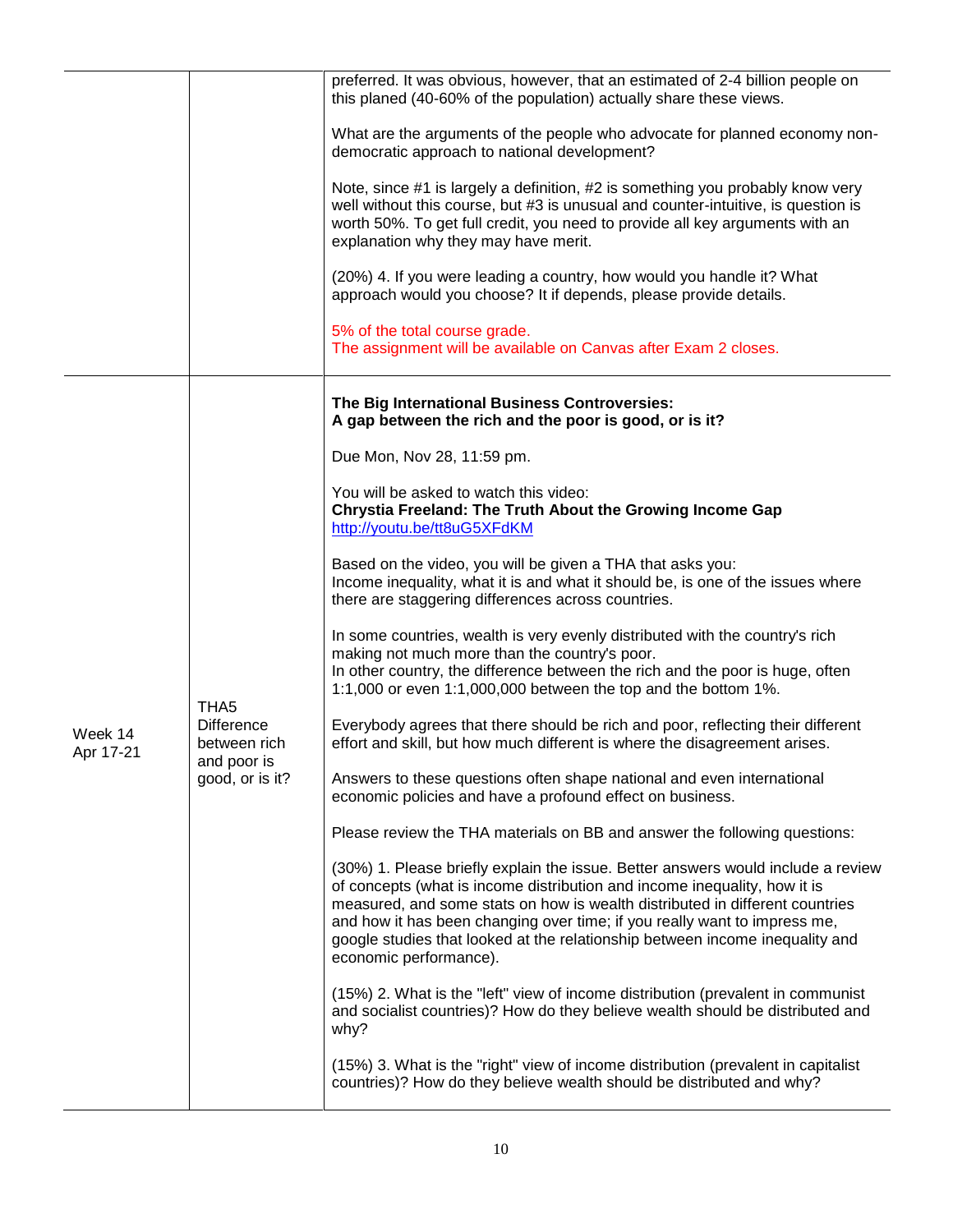| | | |
|---|---|---|
| | | preferred. It was obvious, however, that an estimated of 2-4 billion people on this planed (40-60% of the population) actually share these views.<br><br>What are the arguments of the people who advocate for planned economy non-democratic approach to national development?<br><br>Note, since #1 is largely a definition, #2 is something you probably know very well without this course, but #3 is unusual and counter-intuitive, is question is worth 50%. To get full credit, you need to provide all key arguments with an explanation why they may have merit.<br><br>(20%) 4. If you were leading a country, how would you handle it? What approach would you choose? It if depends, please provide details.<br><br>5% of the total course grade.<br>The assignment will be available on Canvas after Exam 2 closes. |
| Week 14<br>Apr 17-21 | THA5<br>Difference between rich and poor is good, or is it? | **The Big International Business Controversies:**<br>**A gap between the rich and the poor is good, or is it?**<br><br>Due Mon, Nov 28, 11:59 pm.<br><br>You will be asked to watch this video:<br>**Chrystia Freeland: The Truth About the Growing Income Gap**<br>http://youtu.be/tt8uG5XFdKM<br><br>Based on the video, you will be given a THA that asks you:<br>Income inequality, what it is and what it should be, is one of the issues where there are staggering differences across countries.<br><br>In some countries, wealth is very evenly distributed with the country's rich making not much more than the country's poor.<br>In other country, the difference between the rich and the poor is huge, often 1:1,000 or even 1:1,000,000 between the top and the bottom 1%.<br><br>Everybody agrees that there should be rich and poor, reflecting their different effort and skill, but how much different is where the disagreement arises.<br><br>Answers to these questions often shape national and even international economic policies and have a profound effect on business.<br><br>Please review the THA materials on BB and answer the following questions:<br><br>(30%) 1. Please briefly explain the issue. Better answers would include a review of concepts (what is income distribution and income inequality, how it is measured, and some stats on how is wealth distributed in different countries and how it has been changing over time; if you really want to impress me, google studies that looked at the relationship between income inequality and economic performance).<br><br>(15%) 2. What is the "left" view of income distribution (prevalent in communist and socialist countries)? How do they believe wealth should be distributed and why?<br><br>(15%) 3. What is the "right" view of income distribution (prevalent in capitalist countries)? How do they believe wealth should be distributed and why? |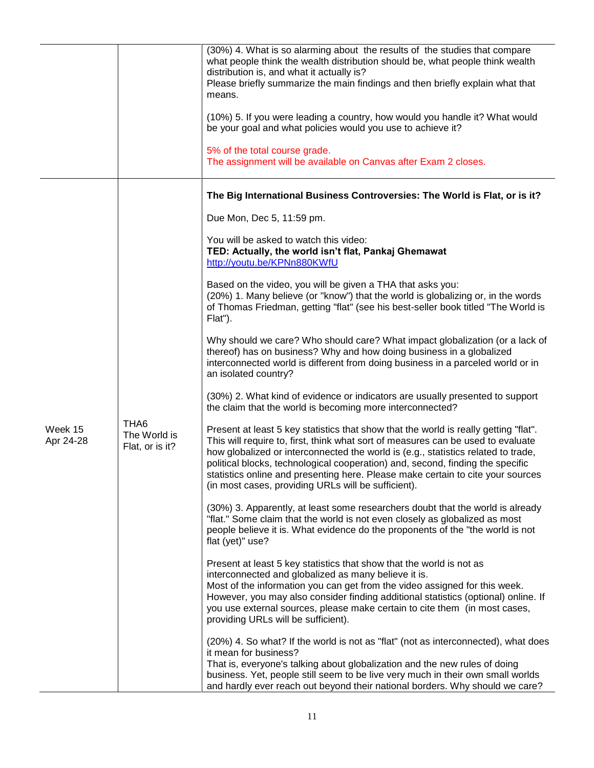| | | |
|---|---|---|
| | | (30%) 4. What is so alarming about the results of the studies that compare what people think the wealth distribution should be, what people think wealth distribution is, and what it actually is?<br>Please briefly summarize the main findings and then briefly explain what that means.<br><br>(10%) 5. If you were leading a country, how would you handle it? What would be your goal and what policies would you use to achieve it?<br><br>5% of the total course grade.<br>The assignment will be available on Canvas after Exam 2 closes. |
| Week 15<br>Apr 24-28 | THA6<br>The World is Flat, or is it? | **The Big International Business Controversies: The World is Flat, or is it?**<br><br>Due Mon, Dec 5, 11:59 pm.<br><br>You will be asked to watch this video:<br>**TED: Actually, the world isn't flat, Pankaj Ghemawat**<br>http://youtu.be/KPNn880KWfU<br><br>Based on the video, you will be given a THA that asks you:<br>(20%) 1. Many believe (or "know") that the world is globalizing or, in the words of Thomas Friedman, getting "flat" (see his best-seller book titled "The World is Flat").<br><br>Why should we care? Who should care? What impact globalization (or a lack of thereof) has on business? Why and how doing business in a globalized interconnected world is different from doing business in a parceled world or in an isolated country?<br><br>(30%) 2. What kind of evidence or indicators are usually presented to support the claim that the world is becoming more interconnected?<br><br>Present at least 5 key statistics that show that the world is really getting "flat". This will require to, first, think what sort of measures can be used to evaluate how globalized or interconnected the world is (e.g., statistics related to trade, political blocks, technological cooperation) and, second, finding the specific statistics online and presenting here. Please make certain to cite your sources (in most cases, providing URLs will be sufficient).<br><br>(30%) 3. Apparently, at least some researchers doubt that the world is already "flat." Some claim that the world is not even closely as globalized as most people believe it is. What evidence do the proponents of the "the world is not flat (yet)" use?<br><br>Present at least 5 key statistics that show that the world is not as interconnected and globalized as many believe it is.<br>Most of the information you can get from the video assigned for this week. However, you may also consider finding additional statistics (optional) online. If you use external sources, please make certain to cite them (in most cases, providing URLs will be sufficient).<br><br>(20%) 4. So what? If the world is not as "flat" (not as interconnected), what does it mean for business?<br>That is, everyone's talking about globalization and the new rules of doing business. Yet, people still seem to be live very much in their own small worlds and hardly ever reach out beyond their national borders. Why should we care? |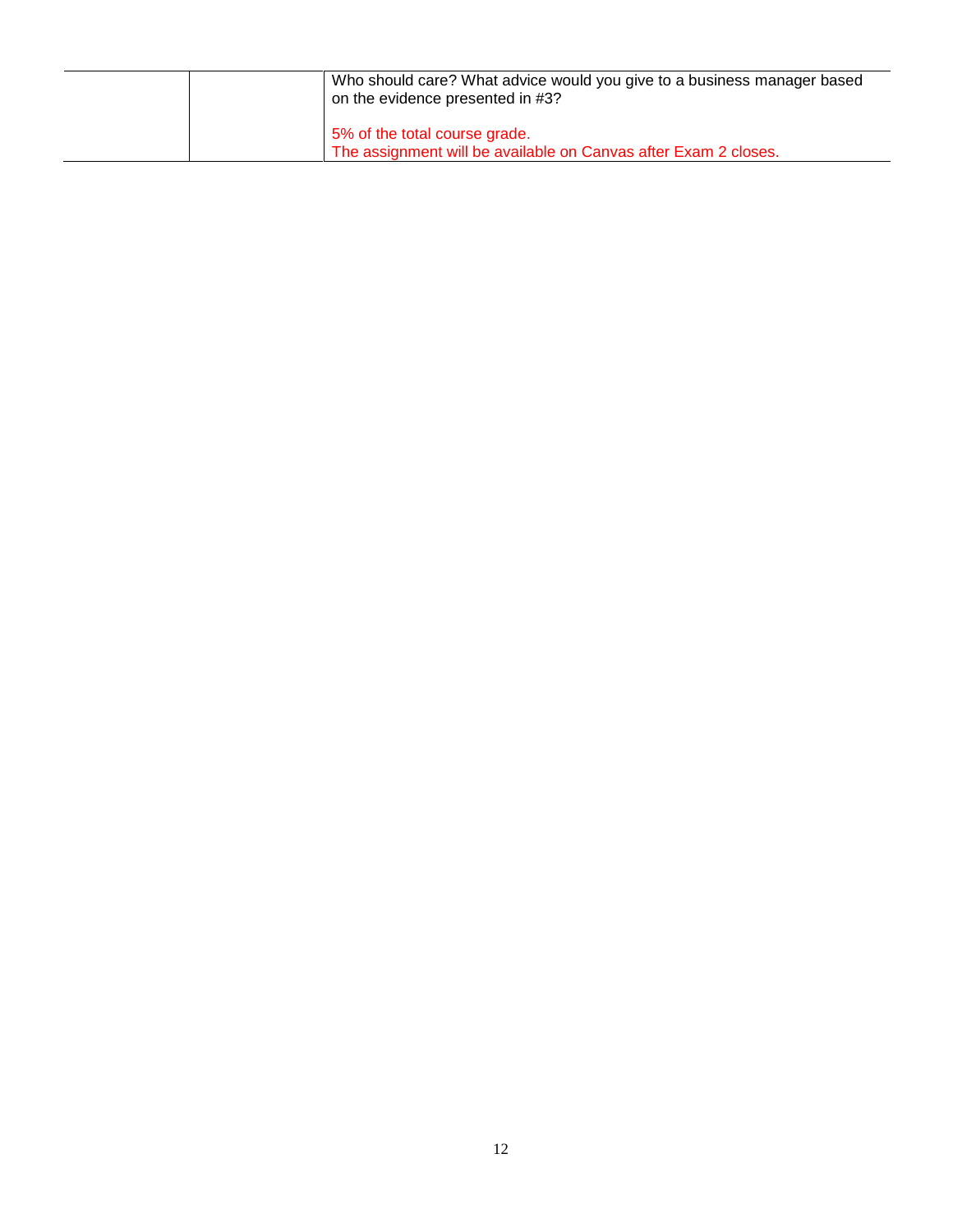| | | |
|---|---|---|
| | | Who should care? What advice would you give to a business manager based on the evidence presented in #3?<br><br>5% of the total course grade.<br>The assignment will be available on Canvas after Exam 2 closes. |